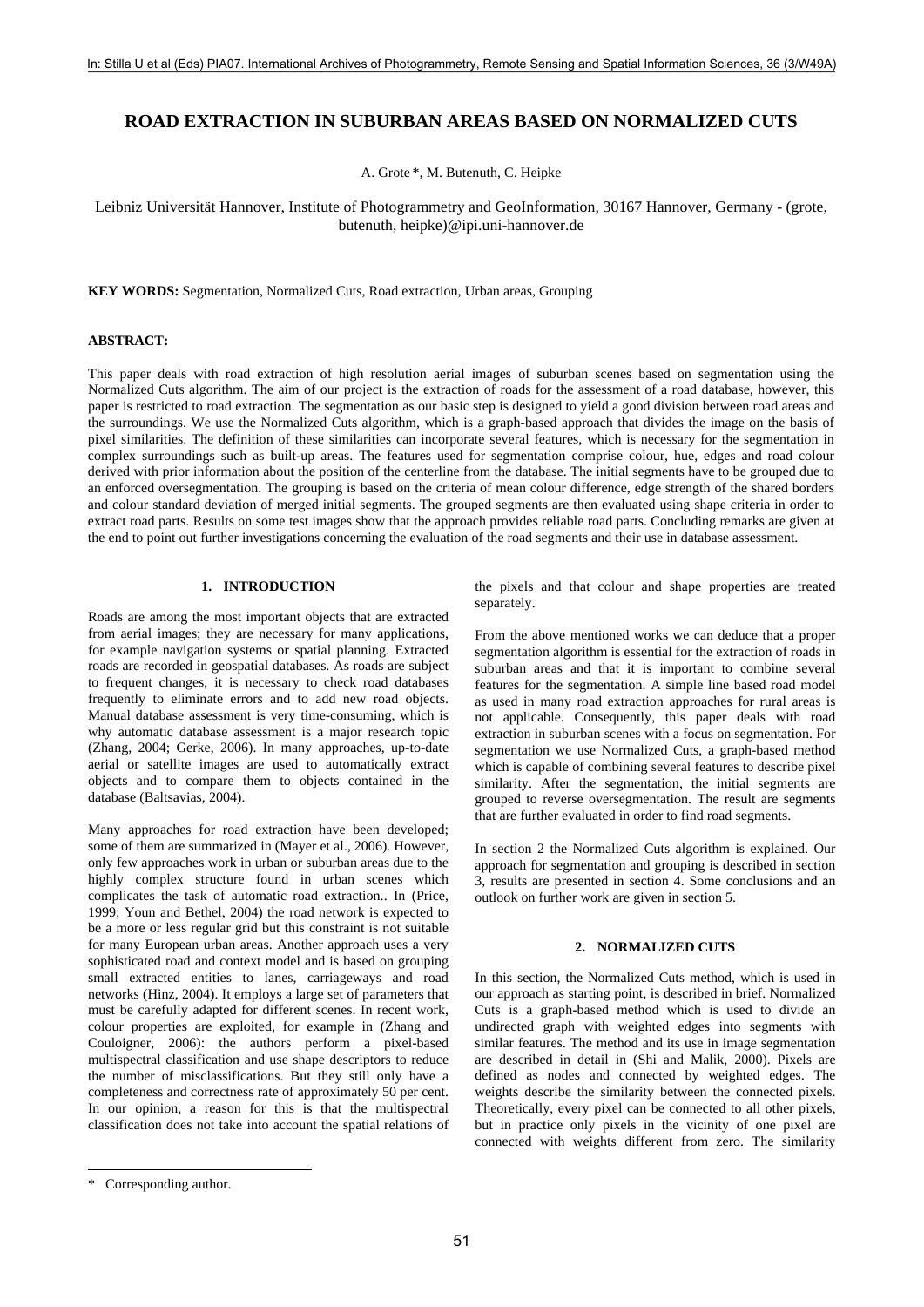# ROAD EXTRACTION IN SUBURBAN AREAS BASED ON NORMALIZED CUTS

A. Grote *, M. Butenuth, C. Heipke

Leibniz Universität Hannover, Institute of Photogrammetry and GeoInformation, 30167 Hannover, Germany - (grote, butenuth, heipke)@ipi.uni-hannover.de

**KEY WORDS:** Segmentation, Normalized Cuts, Road extraction, Urban areas, Grouping

## ABSTRACT:

This paper deals with road extraction of high resolution aerial images of suburban scenes based on segmentation using the Normalized Cuts algorithm. The aim of our project is the extraction of roads for the assessment of a road database, however, this paper is restricted to road extraction. The segmentation as our basic step is designed to yield a good division between road areas and the surroundings. We use the Normalized Cuts algorithm, which is a graph-based approach that divides the image on the basis of pixel similarities. The definition of these similarities can incorporate several features, which is necessary for the segmentation in complex surroundings such as built-up areas. The features used for segmentation comprise colour, hue, edges and road colour derived with prior information about the position of the centerline from the database. The initial segments have to be grouped due to an enforced oversegmentation. The grouping is based on the criteria of mean colour difference, edge strength of the shared borders and colour standard deviation of merged initial segments. The grouped segments are then evaluated using shape criteria in order to extract road parts. Results on some test images show that the approach provides reliable road parts. Concluding remarks are given at the end to point out further investigations concerning the evaluation of the road segments and their use in database assessment.

## 1. INTRODUCTION

Roads are among the most important objects that are extracted from aerial images; they are necessary for many applications, for example navigation systems or spatial planning. Extracted roads are recorded in geospatial databases. As roads are subject to frequent changes, it is necessary to check road databases frequently to eliminate errors and to add new road objects. Manual database assessment is very time-consuming, which is why automatic database assessment is a major research topic (Zhang, 2004; Gerke, 2006). In many approaches, up-to-date aerial or satellite images are used to automatically extract objects and to compare them to objects contained in the database (Baltsavias, 2004).

Many approaches for road extraction have been developed; some of them are summarized in (Mayer et al., 2006). However, only few approaches work in urban or suburban areas due to the highly complex structure found in urban scenes which complicates the task of automatic road extraction.. In (Price, 1999; Youn and Bethel, 2004) the road network is expected to be a more or less regular grid but this constraint is not suitable for many European urban areas. Another approach uses a very sophisticated road and context model and is based on grouping small extracted entities to lanes, carriageways and road networks (Hinz, 2004). It employs a large set of parameters that must be carefully adapted for different scenes. In recent work, colour properties are exploited, for example in (Zhang and Couloigner, 2006): the authors perform a pixel-based multispectral classification and use shape descriptors to reduce the number of misclassifications. But they still only have a completeness and correctness rate of approximately 50 per cent. In our opinion, a reason for this is that the multispectral classification does not take into account the spatial relations of the pixels and that colour and shape properties are treated separately.

From the above mentioned works we can deduce that a proper segmentation algorithm is essential for the extraction of roads in suburban areas and that it is important to combine several features for the segmentation. A simple line based road model as used in many road extraction approaches for rural areas is not applicable. Consequently, this paper deals with road extraction in suburban scenes with a focus on segmentation. For segmentation we use Normalized Cuts, a graph-based method which is capable of combining several features to describe pixel similarity. After the segmentation, the initial segments are grouped to reverse oversegmentation. The result are segments that are further evaluated in order to find road segments.

In section 2 the Normalized Cuts algorithm is explained. Our approach for segmentation and grouping is described in section 3, results are presented in section 4. Some conclusions and an outlook on further work are given in section 5.

## 2. NORMALIZED CUTS

In this section, the Normalized Cuts method, which is used in our approach as starting point, is described in brief. Normalized Cuts is a graph-based method which is used to divide an undirected graph with weighted edges into segments with similar features. The method and its use in image segmentation are described in detail in (Shi and Malik, 2000). Pixels are defined as nodes and connected by weighted edges. The weights describe the similarity between the connected pixels. Theoretically, every pixel can be connected to all other pixels, but in practice only pixels in the vicinity of one pixel are connected with weights different from zero. The similarity

* Corresponding author.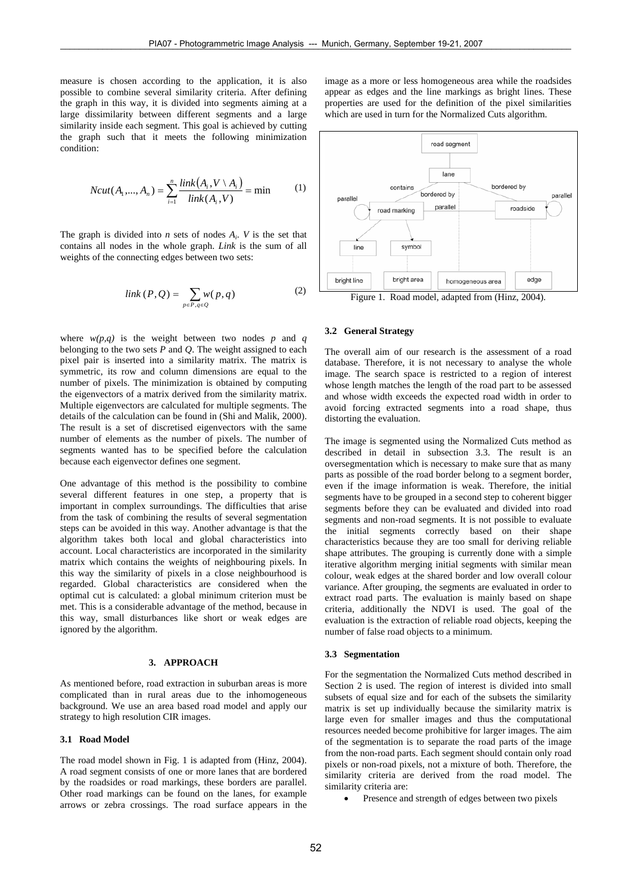measure is chosen according to the application, it is also possible to combine several similarity criteria. After defining the graph in this way, it is divided into segments aiming at a large dissimilarity between different segments and a large similarity inside each segment. This goal is achieved by cutting the graph such that it meets the following minimization condition:

$$Ncut(A_1,...,A_n) = \sum_{i=1}^{n} \frac{link(A_i, V \setminus A_i)}{link(A_i, V)} = \min \qquad (1)$$

The graph is divided into $n$ sets of nodes $A_i$. $V$ is the set that contains all nodes in the whole graph. *Link* is the sum of all weights of the connecting edges between two sets:

$$link(P,Q) = \sum_{p \in P, q \in Q} w(p,q) \qquad (2)$$

where $w(p,q)$ is the weight between two nodes $p$ and $q$ belonging to the two sets $P$ and $Q$. The weight assigned to each pixel pair is inserted into a similarity matrix. The matrix is symmetric, its row and column dimensions are equal to the number of pixels. The minimization is obtained by computing the eigenvectors of a matrix derived from the similarity matrix. Multiple eigenvectors are calculated for multiple segments. The details of the calculation can be found in (Shi and Malik, 2000). The result is a set of discretised eigenvectors with the same number of elements as the number of pixels. The number of segments wanted has to be specified before the calculation because each eigenvector defines one segment.

One advantage of this method is the possibility to combine several different features in one step, a property that is important in complex surroundings. The difficulties that arise from the task of combining the results of several segmentation steps can be avoided in this way. Another advantage is that the algorithm takes both local and global characteristics into account. Local characteristics are incorporated in the similarity matrix which contains the weights of neighbouring pixels. In this way the similarity of pixels in a close neighbourhood is regarded. Global characteristics are considered when the optimal cut is calculated: a global minimum criterion must be met. This is a considerable advantage of the method, because in this way, small disturbances like short or weak edges are ignored by the algorithm.

## 3. APPROACH

As mentioned before, road extraction in suburban areas is more complicated than in rural areas due to the inhomogeneous background. We use an area based road model and apply our strategy to high resolution CIR images.

### 3.1 Road Model

The road model shown in Fig. 1 is adapted from (Hinz, 2004). A road segment consists of one or more lanes that are bordered by the roadsides or road markings, these borders are parallel. Other road markings can be found on the lanes, for example arrows or zebra crossings. The road surface appears in the image as a more or less homogeneous area while the roadsides appear as edges and the line markings as bright lines. These properties are used for the definition of the pixel similarities which are used in turn for the Normalized Cuts algorithm.

Figure 1. Road model, adapted from (Hinz, 2004).

### 3.2 General Strategy

The overall aim of our research is the assessment of a road database. Therefore, it is not necessary to analyse the whole image. The search space is restricted to a region of interest whose length matches the length of the road part to be assessed and whose width exceeds the expected road width in order to avoid forcing extracted segments into a road shape, thus distorting the evaluation.

The image is segmented using the Normalized Cuts method as described in detail in subsection 3.3. The result is an oversegmentation which is necessary to make sure that as many parts as possible of the road border belong to a segment border, even if the image information is weak. Therefore, the initial segments have to be grouped in a second step to coherent bigger segments before they can be evaluated and divided into road segments and non-road segments. It is not possible to evaluate the initial segments correctly based on their shape characteristics because they are too small for deriving reliable shape attributes. The grouping is currently done with a simple iterative algorithm merging initial segments with similar mean colour, weak edges at the shared border and low overall colour variance. After grouping, the segments are evaluated in order to extract road parts. The evaluation is mainly based on shape criteria, additionally the NDVI is used. The goal of the evaluation is the extraction of reliable road objects, keeping the number of false road objects to a minimum.

### 3.3 Segmentation

For the segmentation the Normalized Cuts method described in Section 2 is used. The region of interest is divided into small subsets of equal size and for each of the subsets the similarity matrix is set up individually because the similarity matrix is large even for smaller images and thus the computational resources needed become prohibitive for larger images. The aim of the segmentation is to separate the road parts of the image from the non-road parts. Each segment should contain only road pixels or non-road pixels, not a mixture of both. Therefore, the similarity criteria are derived from the road model. The similarity criteria are:

- Presence and strength of edges between two pixels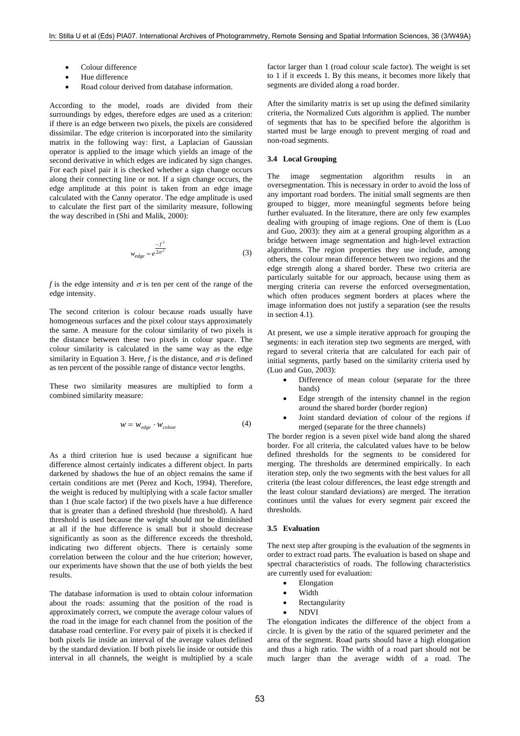- Colour difference
- Hue difference
- Road colour derived from database information.

According to the model, roads are divided from their surroundings by edges, therefore edges are used as a criterion: if there is an edge between two pixels, the pixels are considered dissimilar. The edge criterion is incorporated into the similarity matrix in the following way: first, a Laplacian of Gaussian operator is applied to the image which yields an image of the second derivative in which edges are indicated by sign changes. For each pixel pair it is checked whether a sign change occurs along their connecting line or not. If a sign change occurs, the edge amplitude at this point is taken from an edge image calculated with the Canny operator. The edge amplitude is used to calculate the first part of the similarity measure, following the way described in (Shi and Malik, 2000):

$$w_{edge} = e^{\frac{-f^2}{2\sigma^2}} \tag{3}$$

$f$ is the edge intensity and $\sigma$ is ten per cent of the range of the edge intensity.

The second criterion is colour because roads usually have homogeneous surfaces and the pixel colour stays approximately the same. A measure for the colour similarity of two pixels is the distance between these two pixels in colour space. The colour similarity is calculated in the same way as the edge similarity in Equation 3. Here, $f$ is the distance, and $\sigma$ is defined as ten percent of the possible range of distance vector lengths.

These two similarity measures are multiplied to form a combined similarity measure:

$$w = w_{edge} \cdot w_{colour} \tag{4}$$

As a third criterion hue is used because a significant hue difference almost certainly indicates a different object. In parts darkened by shadows the hue of an object remains the same if certain conditions are met (Perez and Koch, 1994). Therefore, the weight is reduced by multiplying with a scale factor smaller than 1 (hue scale factor) if the two pixels have a hue difference that is greater than a defined threshold (hue threshold). A hard threshold is used because the weight should not be diminished at all if the hue difference is small but it should decrease significantly as soon as the difference exceeds the threshold, indicating two different objects. There is certainly some correlation between the colour and the hue criterion; however, our experiments have shown that the use of both yields the best results.

The database information is used to obtain colour information about the roads: assuming that the position of the road is approximately correct, we compute the average colour values of the road in the image for each channel from the position of the database road centerline. For every pair of pixels it is checked if both pixels lie inside an interval of the average values defined by the standard deviation. If both pixels lie inside or outside this interval in all channels, the weight is multiplied by a scale factor larger than 1 (road colour scale factor). The weight is set to 1 if it exceeds 1. By this means, it becomes more likely that segments are divided along a road border.

After the similarity matrix is set up using the defined similarity criteria, the Normalized Cuts algorithm is applied. The number of segments that has to be specified before the algorithm is started must be large enough to prevent merging of road and non-road segments.

### 3.4 Local Grouping

The image segmentation algorithm results in an oversegmentation. This is necessary in order to avoid the loss of any important road borders. The initial small segments are then grouped to bigger, more meaningful segments before being further evaluated. In the literature, there are only few examples dealing with grouping of image regions. One of them is (Luo and Guo, 2003): they aim at a general grouping algorithm as a bridge between image segmentation and high-level extraction algorithms. The region properties they use include, among others, the colour mean difference between two regions and the edge strength along a shared border. These two criteria are particularly suitable for our approach, because using them as merging criteria can reverse the enforced oversegmentation, which often produces segment borders at places where the image information does not justify a separation (see the results in section 4.1).

At present, we use a simple iterative approach for grouping the segments: in each iteration step two segments are merged, with regard to several criteria that are calculated for each pair of initial segments, partly based on the similarity criteria used by (Luo and Guo, 2003):

- Difference of mean colour (separate for the three bands)
- Edge strength of the intensity channel in the region around the shared border (border region)
- Joint standard deviation of colour of the regions if merged (separate for the three channels)

The border region is a seven pixel wide band along the shared border. For all criteria, the calculated values have to be below defined thresholds for the segments to be considered for merging. The thresholds are determined empirically. In each iteration step, only the two segments with the best values for all criteria (the least colour differences, the least edge strength and the least colour standard deviations) are merged. The iteration continues until the values for every segment pair exceed the thresholds.

### 3.5 Evaluation

The next step after grouping is the evaluation of the segments in order to extract road parts. The evaluation is based on shape and spectral characteristics of roads. The following characteristics are currently used for evaluation:

- Elongation
- Width
- Rectangularity
- NDVI

The elongation indicates the difference of the object from a circle. It is given by the ratio of the squared perimeter and the area of the segment. Road parts should have a high elongation and thus a high ratio. The width of a road part should not be much larger than the average width of a road. The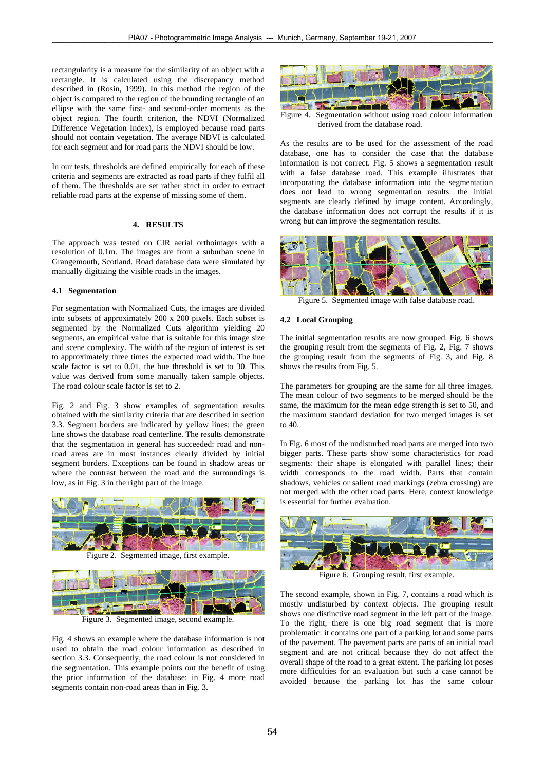rectangularity is a measure for the similarity of an object with a rectangle. It is calculated using the discrepancy method described in (Rosin, 1999). In this method the region of the object is compared to the region of the bounding rectangle of an ellipse with the same first- and second-order moments as the object region. The fourth criterion, the NDVI (Normalized Difference Vegetation Index), is employed because road parts should not contain vegetation. The average NDVI is calculated for each segment and for road parts the NDVI should be low.

In our tests, thresholds are defined empirically for each of these criteria and segments are extracted as road parts if they fulfil all of them. The thresholds are set rather strict in order to extract reliable road parts at the expense of missing some of them.

## 4. RESULTS

The approach was tested on CIR aerial orthoimages with a resolution of 0.1m. The images are from a suburban scene in Grangemouth, Scotland. Road database data were simulated by manually digitizing the visible roads in the images.

### 4.1 Segmentation

For segmentation with Normalized Cuts, the images are divided into subsets of approximately 200 x 200 pixels. Each subset is segmented by the Normalized Cuts algorithm yielding 20 segments, an empirical value that is suitable for this image size and scene complexity. The width of the region of interest is set to approximately three times the expected road width. The hue scale factor is set to 0.01, the hue threshold is set to 30. This value was derived from some manually taken sample objects. The road colour scale factor is set to 2.

Fig. 2 and Fig. 3 show examples of segmentation results obtained with the similarity criteria that are described in section 3.3. Segment borders are indicated by yellow lines; the green line shows the database road centerline. The results demonstrate that the segmentation in general has succeeded: road and non-road areas are in most instances clearly divided by initial segment borders. Exceptions can be found in shadow areas or where the contrast between the road and the surroundings is low, as in Fig. 3 in the right part of the image.

Figure 2. Segmented image, first example.

Figure 3. Segmented image, second example.

Fig. 4 shows an example where the database information is not used to obtain the road colour information as described in section 3.3. Consequently, the road colour is not considered in the segmentation. This example points out the benefit of using the prior information of the database: in Fig. 4 more road segments contain non-road areas than in Fig. 3.

Figure 4. Segmentation without using road colour information derived from the database road.

As the results are to be used for the assessment of the road database, one has to consider the case that the database information is not correct. Fig. 5 shows a segmentation result with a false database road. This example illustrates that incorporating the database information into the segmentation does not lead to wrong segmentation results: the initial segments are clearly defined by image content. Accordingly, the database information does not corrupt the results if it is wrong but can improve the segmentation results.

Figure 5. Segmented image with false database road.

### 4.2 Local Grouping

The initial segmentation results are now grouped. Fig. 6 shows the grouping result from the segments of Fig. 2, Fig. 7 shows the grouping result from the segments of Fig. 3, and Fig. 8 shows the results from Fig. 5.

The parameters for grouping are the same for all three images. The mean colour of two segments to be merged should be the same, the maximum for the mean edge strength is set to 50, and the maximum standard deviation for two merged images is set to 40.

In Fig. 6 most of the undisturbed road parts are merged into two bigger parts. These parts show some characteristics for road segments: their shape is elongated with parallel lines; their width corresponds to the road width. Parts that contain shadows, vehicles or salient road markings (zebra crossing) are not merged with the other road parts. Here, context knowledge is essential for further evaluation.

Figure 6. Grouping result, first example.

The second example, shown in Fig. 7, contains a road which is mostly undisturbed by context objects. The grouping result shows one distinctive road segment in the left part of the image. To the right, there is one big road segment that is more problematic: it contains one part of a parking lot and some parts of the pavement. The pavement parts are parts of an initial road segment and are not critical because they do not affect the overall shape of the road to a great extent. The parking lot poses more difficulties for an evaluation but such a case cannot be avoided because the parking lot has the same colour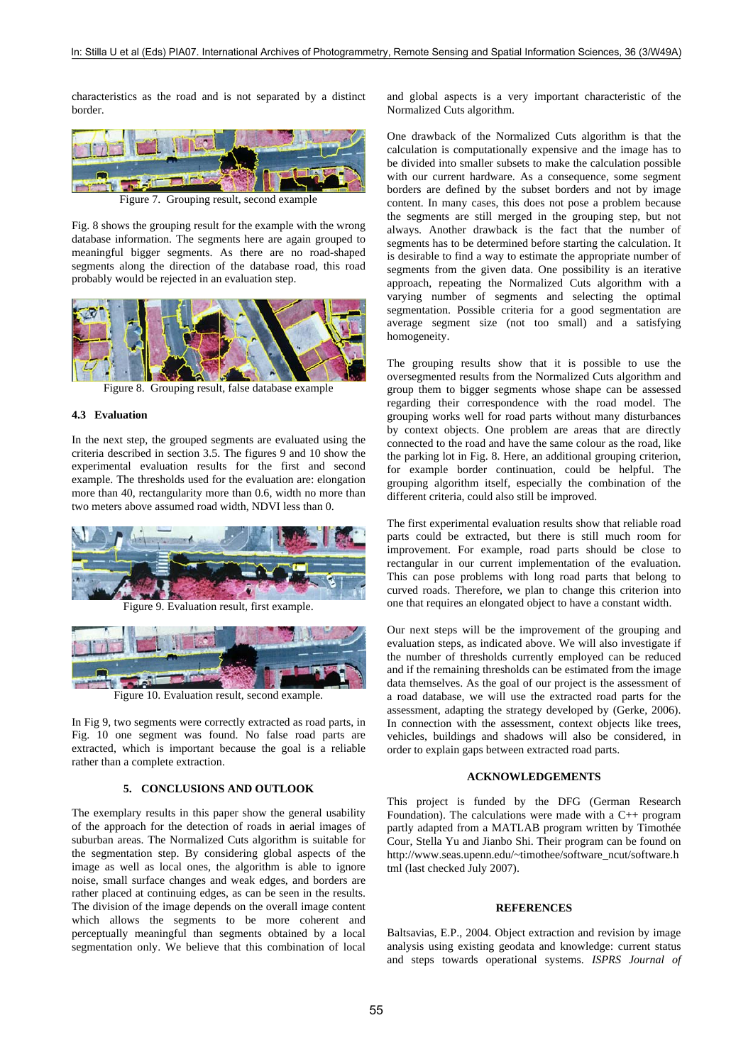characteristics as the road and is not separated by a distinct border.

Figure 7. Grouping result, second example

Fig. 8 shows the grouping result for the example with the wrong database information. The segments here are again grouped to meaningful bigger segments. As there are no road-shaped segments along the direction of the database road, this road probably would be rejected in an evaluation step.

Figure 8. Grouping result, false database example

### 4.3 Evaluation

In the next step, the grouped segments are evaluated using the criteria described in section 3.5. The figures 9 and 10 show the experimental evaluation results for the first and second example. The thresholds used for the evaluation are: elongation more than 40, rectangularity more than 0.6, width no more than two meters above assumed road width, NDVI less than 0.

Figure 9. Evaluation result, first example.

Figure 10. Evaluation result, second example.

In Fig 9, two segments were correctly extracted as road parts, in Fig. 10 one segment was found. No false road parts are extracted, which is important because the goal is a reliable rather than a complete extraction.

## 5. CONCLUSIONS AND OUTLOOK

The exemplary results in this paper show the general usability of the approach for the detection of roads in aerial images of suburban areas. The Normalized Cuts algorithm is suitable for the segmentation step. By considering global aspects of the image as well as local ones, the algorithm is able to ignore noise, small surface changes and weak edges, and borders are rather placed at continuing edges, as can be seen in the results. The division of the image depends on the overall image content which allows the segments to be more coherent and perceptually meaningful than segments obtained by a local segmentation only. We believe that this combination of local and global aspects is a very important characteristic of the Normalized Cuts algorithm.

One drawback of the Normalized Cuts algorithm is that the calculation is computationally expensive and the image has to be divided into smaller subsets to make the calculation possible with our current hardware. As a consequence, some segment borders are defined by the subset borders and not by image content. In many cases, this does not pose a problem because the segments are still merged in the grouping step, but not always. Another drawback is the fact that the number of segments has to be determined before starting the calculation. It is desirable to find a way to estimate the appropriate number of segments from the given data. One possibility is an iterative approach, repeating the Normalized Cuts algorithm with a varying number of segments and selecting the optimal segmentation. Possible criteria for a good segmentation are average segment size (not too small) and a satisfying homogeneity.

The grouping results show that it is possible to use the oversegmented results from the Normalized Cuts algorithm and group them to bigger segments whose shape can be assessed regarding their correspondence with the road model. The grouping works well for road parts without many disturbances by context objects. One problem are areas that are directly connected to the road and have the same colour as the road, like the parking lot in Fig. 8. Here, an additional grouping criterion, for example border continuation, could be helpful. The grouping algorithm itself, especially the combination of the different criteria, could also still be improved.

The first experimental evaluation results show that reliable road parts could be extracted, but there is still much room for improvement. For example, road parts should be close to rectangular in our current implementation of the evaluation. This can pose problems with long road parts that belong to curved roads. Therefore, we plan to change this criterion into one that requires an elongated object to have a constant width.

Our next steps will be the improvement of the grouping and evaluation steps, as indicated above. We will also investigate if the number of thresholds currently employed can be reduced and if the remaining thresholds can be estimated from the image data themselves. As the goal of our project is the assessment of a road database, we will use the extracted road parts for the assessment, adapting the strategy developed by (Gerke, 2006). In connection with the assessment, context objects like trees, vehicles, buildings and shadows will also be considered, in order to explain gaps between extracted road parts.

## ACKNOWLEDGEMENTS

This project is funded by the DFG (German Research Foundation). The calculations were made with a C++ program partly adapted from a MATLAB program written by Timothée Cour, Stella Yu and Jianbo Shi. Their program can be found on http://www.seas.upenn.edu/~timothee/software_ncut/software.html (last checked July 2007).

## REFERENCES

Baltsavias, E.P., 2004. Object extraction and revision by image analysis using existing geodata and knowledge: current status and steps towards operational systems. *ISPRS Journal of*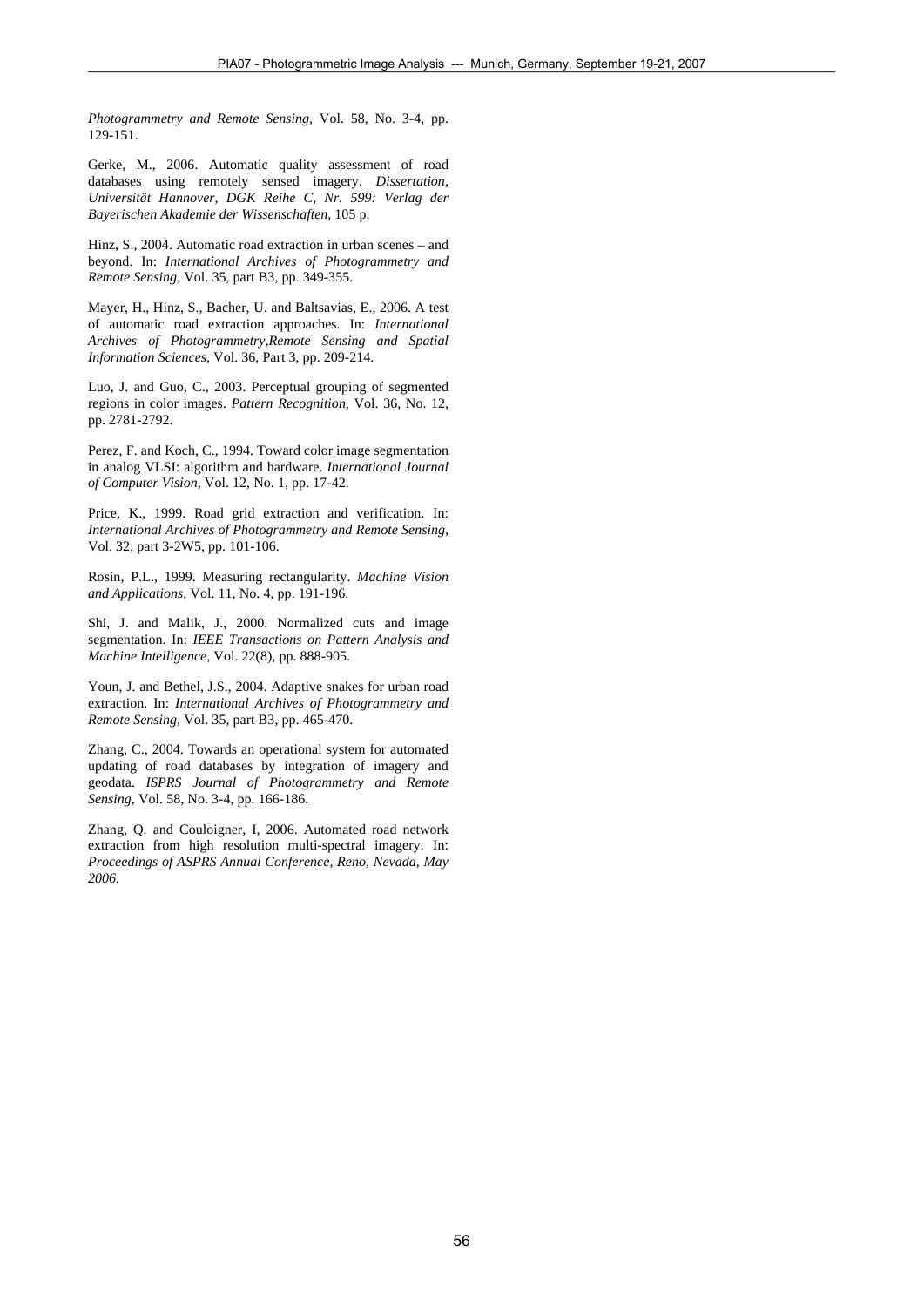*Photogrammetry and Remote Sensing*, Vol. 58, No. 3-4, pp. 129-151.

Gerke, M., 2006. Automatic quality assessment of road databases using remotely sensed imagery. *Dissertation, Universität Hannover, DGK Reihe C, Nr. 599: Verlag der Bayerischen Akademie der Wissenschaften*, 105 p.

Hinz, S., 2004. Automatic road extraction in urban scenes – and beyond. In: *International Archives of Photogrammetry and Remote Sensing*, Vol. 35, part B3, pp. 349-355.

Mayer, H., Hinz, S., Bacher, U. and Baltsavias, E., 2006. A test of automatic road extraction approaches. In: *International Archives of Photogrammetry,Remote Sensing and Spatial Information Sciences*, Vol. 36, Part 3, pp. 209-214.

Luo, J. and Guo, C., 2003. Perceptual grouping of segmented regions in color images. *Pattern Recognition*, Vol. 36, No. 12, pp. 2781-2792.

Perez, F. and Koch, C., 1994. Toward color image segmentation in analog VLSI: algorithm and hardware. *International Journal of Computer Vision*, Vol. 12, No. 1, pp. 17-42.

Price, K., 1999. Road grid extraction and verification. In: *International Archives of Photogrammetry and Remote Sensing*, Vol. 32, part 3-2W5, pp. 101-106.

Rosin, P.L., 1999. Measuring rectangularity. *Machine Vision and Applications*, Vol. 11, No. 4, pp. 191-196.

Shi, J. and Malik, J., 2000. Normalized cuts and image segmentation. In: *IEEE Transactions on Pattern Analysis and Machine Intelligence*, Vol. 22(8), pp. 888-905.

Youn, J. and Bethel, J.S., 2004. Adaptive snakes for urban road extraction. In: *International Archives of Photogrammetry and Remote Sensing*, Vol. 35, part B3, pp. 465-470.

Zhang, C., 2004. Towards an operational system for automated updating of road databases by integration of imagery and geodata. *ISPRS Journal of Photogrammetry and Remote Sensing*, Vol. 58, No. 3-4, pp. 166-186.

Zhang, Q. and Couloigner, I, 2006. Automated road network extraction from high resolution multi-spectral imagery. In: *Proceedings of ASPRS Annual Conference, Reno, Nevada, May 2006*.